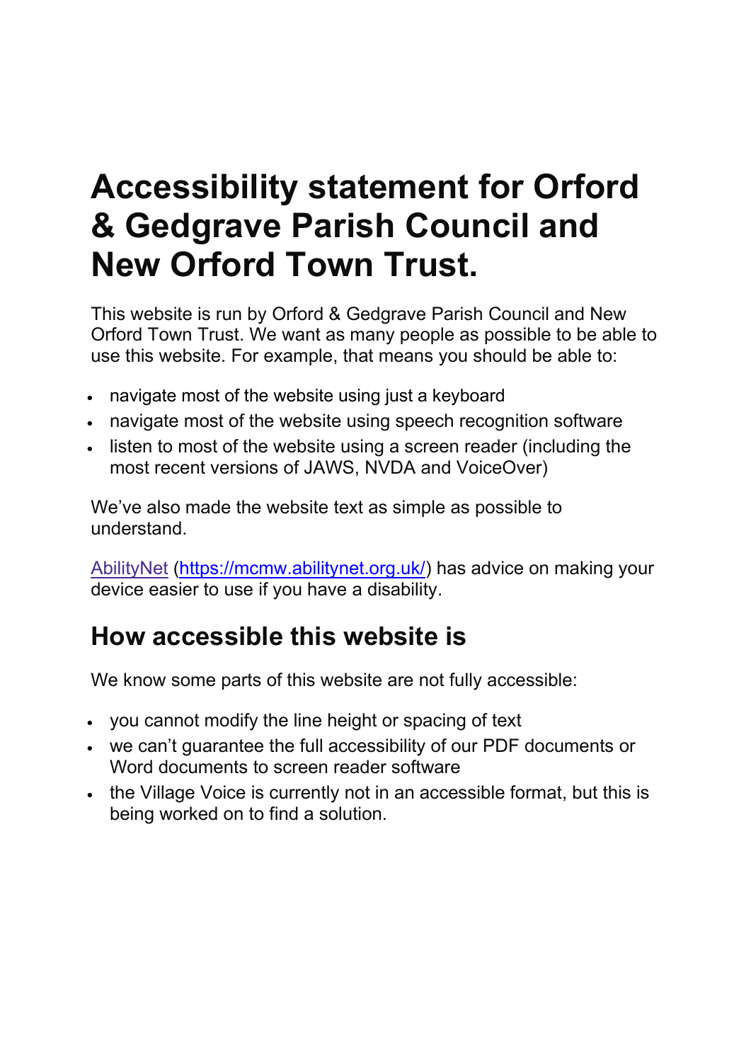# Accessibility statement for Orford & Gedgrave Parish Council and New Orford Town Trust.

This website is run by Orford & Gedgrave Parish Council and New Orford Town Trust. We want as many people as possible to be able to use this website. For example, that means you should be able to:

- navigate most of the website using just a keyboard
- navigate most of the website using speech recognition software
- listen to most of the website using a screen reader (including the most recent versions of JAWS, NVDA and VoiceOver)

We've also made the website text as simple as possible to understand.

AbilityNet (https://mcmw.abilitynet.org.uk/) has advice on making your device easier to use if you have a disability.

## How accessible this website is

We know some parts of this website are not fully accessible:

- you cannot modify the line height or spacing of text
- we can't guarantee the full accessibility of our PDF documents or Word documents to screen reader software
- the Village Voice is currently not in an accessible format, but this is being worked on to find a solution.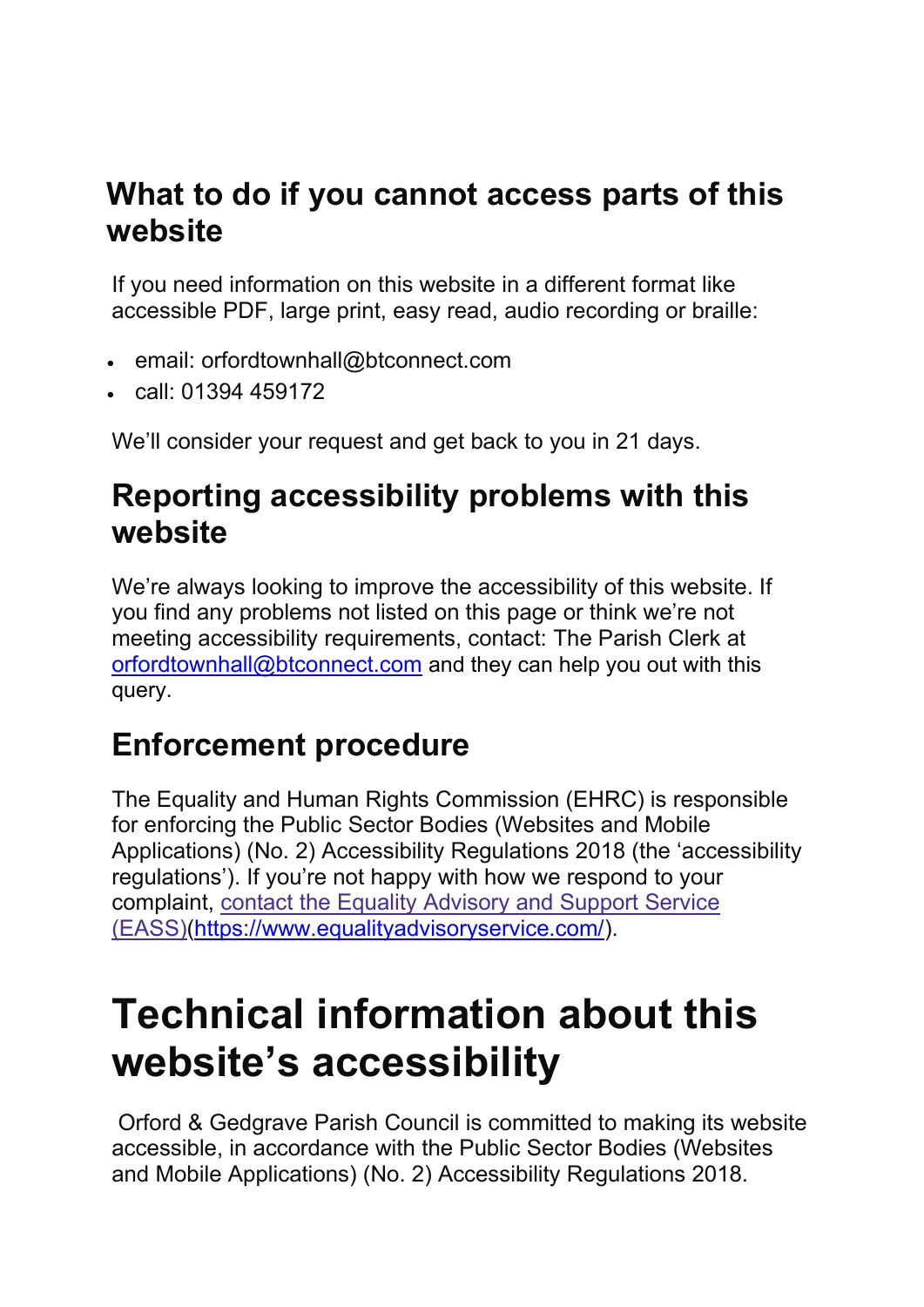## What to do if you cannot access parts of this website

If you need information on this website in a different format like accessible PDF, large print, easy read, audio recording or braille:

- email: orfordtownhall@btconnect.com
- call: 01394 459172

We'll consider your request and get back to you in 21 days.

## Reporting accessibility problems with this website

We're always looking to improve the accessibility of this website. If you find any problems not listed on this page or think we're not meeting accessibility requirements, contact: The Parish Clerk at orfordtownhall@btconnect.com and they can help you out with this query.

## Enforcement procedure

The Equality and Human Rights Commission (EHRC) is responsible for enforcing the Public Sector Bodies (Websites and Mobile Applications) (No. 2) Accessibility Regulations 2018 (the 'accessibility regulations'). If you're not happy with how we respond to your complaint, contact the Equality Advisory and Support Service (EASS)(https://www.equalityadvisoryservice.com/).

# Technical information about this website's accessibility

Orford & Gedgrave Parish Council is committed to making its website accessible, in accordance with the Public Sector Bodies (Websites and Mobile Applications) (No. 2) Accessibility Regulations 2018.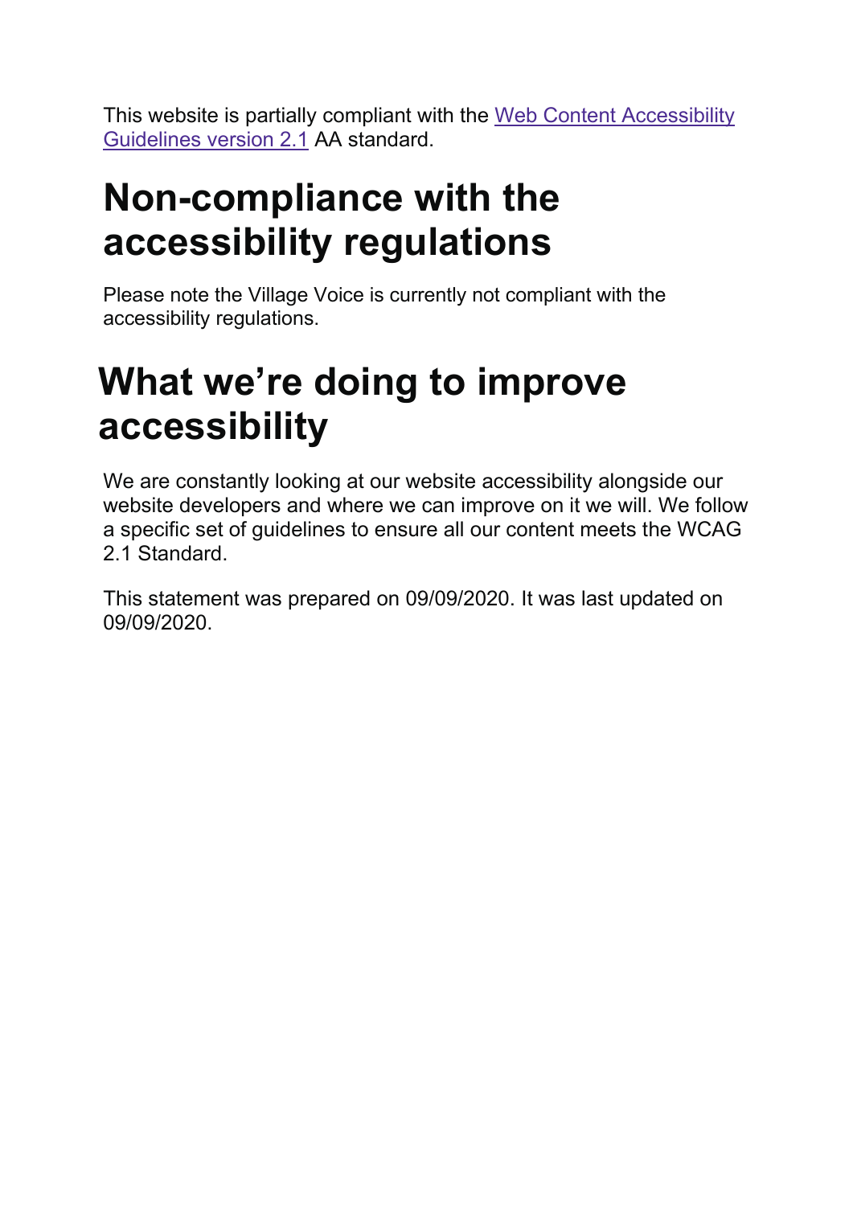This website is partially compliant with the [Web Content Accessibility Guidelines version 2.1](https://www.w3.org/TR/WCAG21/) AA standard.

# Non-compliance with the accessibility regulations

Please note the Village Voice is currently not compliant with the accessibility regulations.

# What we're doing to improve accessibility

We are constantly looking at our website accessibility alongside our website developers and where we can improve on it we will. We follow a specific set of guidelines to ensure all our content meets the WCAG 2.1 Standard.

This statement was prepared on 09/09/2020. It was last updated on 09/09/2020.